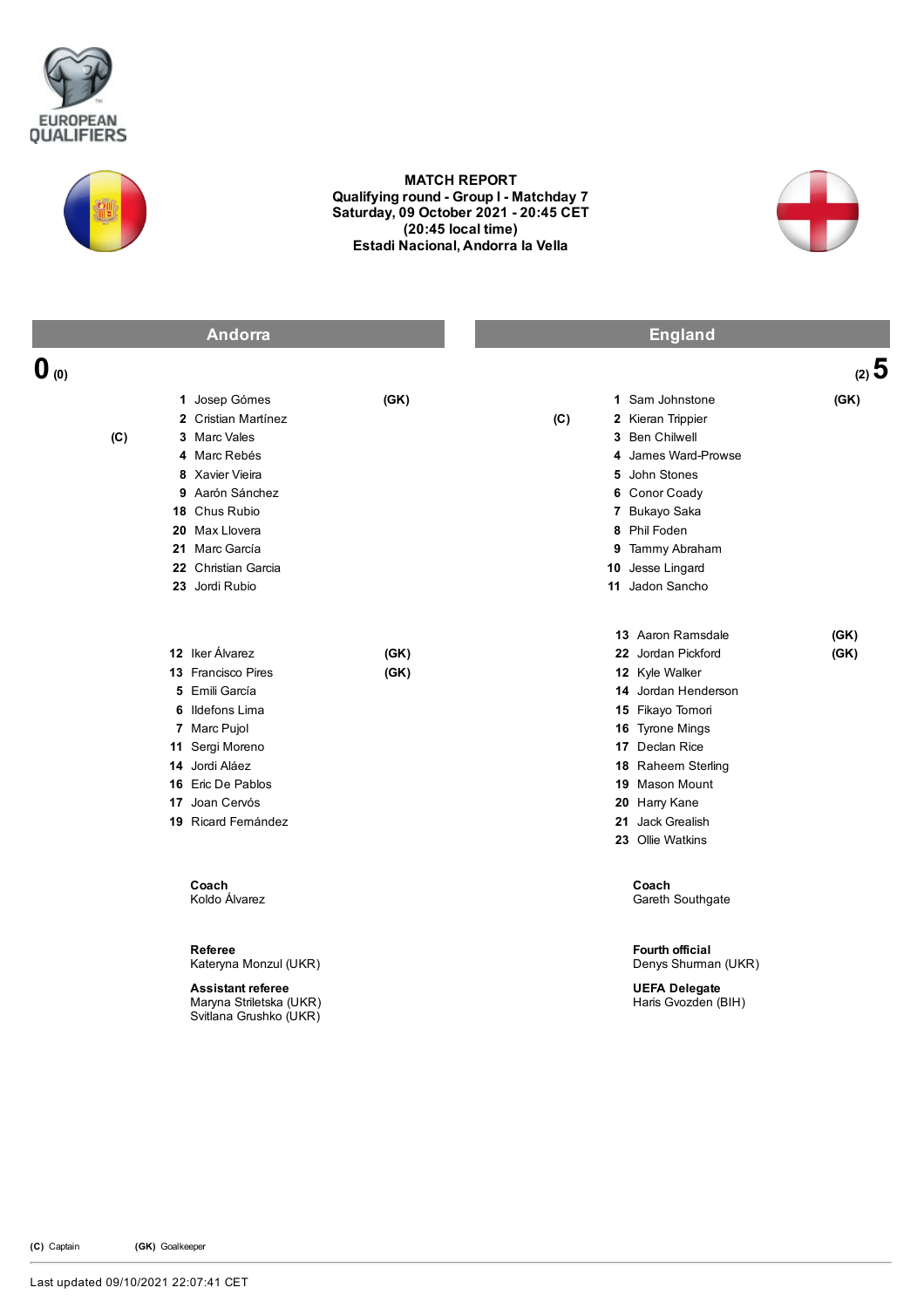EUROPEAN QUALIFIERS

# MATCH REPORT

**Qualifying round - Group I - Matchday 7**
**Saturday, 09 October 2021 - 20:45 CET**
**(20:45 local time)**
**Estadi Nacional, Andorra la Vella**

| Andorra | | | | England | | | |
|---|---|---|---|---|---|---|---|
| **0** (0) | | | | | | | (2) **5** |
| | 1 | Josep Gómes | (GK) | | 1 | Sam Johnstone | (GK) |
| | 2 | Cristian Martínez | | (C) | 2 | Kieran Trippier | |
| (C) | 3 | Marc Vales | | | 3 | Ben Chilwell | |
| | 4 | Marc Rebés | | | 4 | James Ward-Prowse | |
| | 8 | Xavier Vieira | | | 5 | John Stones | |
| | 9 | Aarón Sánchez | | | 6 | Conor Coady | |
| | 18 | Chus Rubio | | | 7 | Bukayo Saka | |
| | 20 | Max Llovera | | | 8 | Phil Foden | |
| | 21 | Marc García | | | 9 | Tammy Abraham | |
| | 22 | Christian Garcia | | | 10 | Jesse Lingard | |
| | 23 | Jordi Rubio | | | 11 | Jadon Sancho | |

| Andorra substitutes | | | England substitutes | | |
|---|---|---|---|---|---|
| 12 | Iker Álvarez | (GK) | 13 | Aaron Ramsdale | (GK) |
| 13 | Francisco Pires | (GK) | 22 | Jordan Pickford | (GK) |
| 5 | Emili García | | 12 | Kyle Walker | |
| 6 | Ildefons Lima | | 14 | Jordan Henderson | |
| 7 | Marc Pujol | | 15 | Fikayo Tomori | |
| 11 | Sergi Moreno | | 16 | Tyrone Mings | |
| 14 | Jordi Aláez | | 17 | Declan Rice | |
| 16 | Eric De Pablos | | 18 | Raheem Sterling | |
| 17 | Joan Cervós | | 19 | Mason Mount | |
| 19 | Ricard Fernández | | 20 | Harry Kane | |
| | | | 21 | Jack Grealish | |
| | | | 23 | Ollie Watkins | |

**Coach**
Koldo Álvarez

**Coach**
Gareth Southgate

**Referee**
Kateryna Monzul (UKR)

**Fourth official**
Denys Shurman (UKR)

**Assistant referee**
Maryna Striletska (UKR)
Svitlana Grushko (UKR)

**UEFA Delegate**
Haris Gvozden (BIH)

(C) Captain (GK) Goalkeeper

Last updated 09/10/2021 22:07:41 CET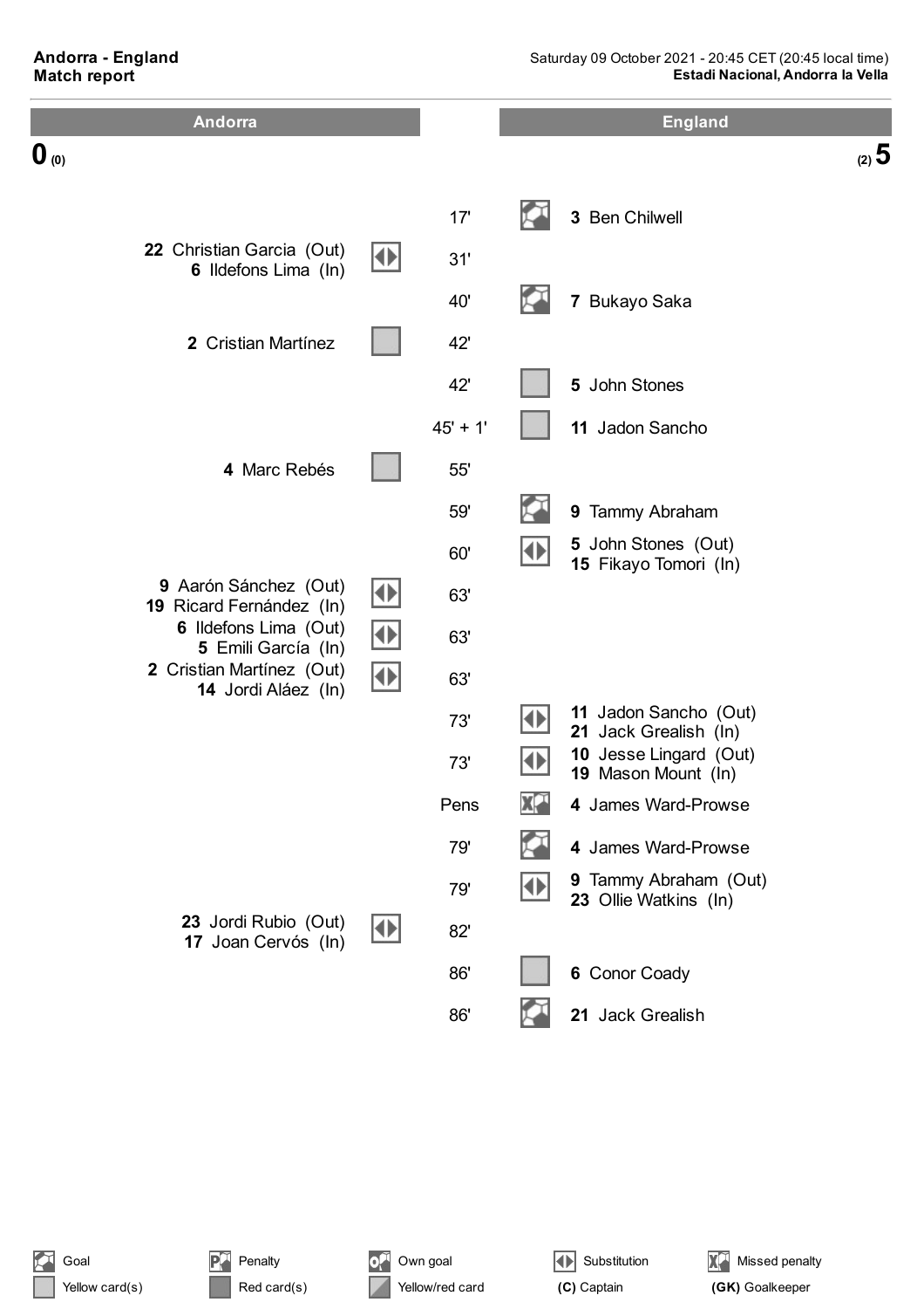**Andorra - England**
**Match report**

Saturday 09 October 2021 - 20:45 CET (20:45 local time)
**Estadi Nacional, Andorra la Vella**

| Andorra | | Minute | | England |
|---|---|---|---|---|
| **0** (0) | | | | (2) **5** |
| | | 17' | Goal | **3** Ben Chilwell |
| **22** Christian Garcia (Out) / **6** Ildefons Lima (In) | Substitution | 31' | | |
| | | 40' | Goal | **7** Bukayo Saka |
| **2** Cristian Martínez | Yellow card | 42' | | |
| | | 42' | Yellow card | **5** John Stones |
| | | 45' + 1' | Yellow card | **11** Jadon Sancho |
| **4** Marc Rebés | Yellow card | 55' | | |
| | | 59' | Goal | **9** Tammy Abraham |
| | | 60' | Substitution | **5** John Stones (Out) / **15** Fikayo Tomori (In) |
| **9** Aarón Sánchez (Out) / **19** Ricard Fernández (In) | Substitution | 63' | | |
| **6** Ildefons Lima (Out) / **5** Emili García (In) | Substitution | 63' | | |
| **2** Cristian Martínez (Out) / **14** Jordi Aláez (In) | Substitution | 63' | | |
| | | 73' | Substitution | **11** Jadon Sancho (Out) / **21** Jack Grealish (In) |
| | | 73' | Substitution | **10** Jesse Lingard (Out) / **19** Mason Mount (In) |
| | | Pens | Missed penalty | **4** James Ward-Prowse |
| | | 79' | Goal | **4** James Ward-Prowse |
| | | 79' | Substitution | **9** Tammy Abraham (Out) / **23** Ollie Watkins (In) |
| **23** Jordi Rubio (Out) / **17** Joan Cervós (In) | Substitution | 82' | | |
| | | 86' | Yellow card | **6** Conor Coady |
| | | 86' | Goal | **21** Jack Grealish |

Goal | Penalty | Own goal | Substitution | Missed penalty
Yellow card(s) | Red card(s) | Yellow/red card | **(C)** Captain | **(GK)** Goalkeeper